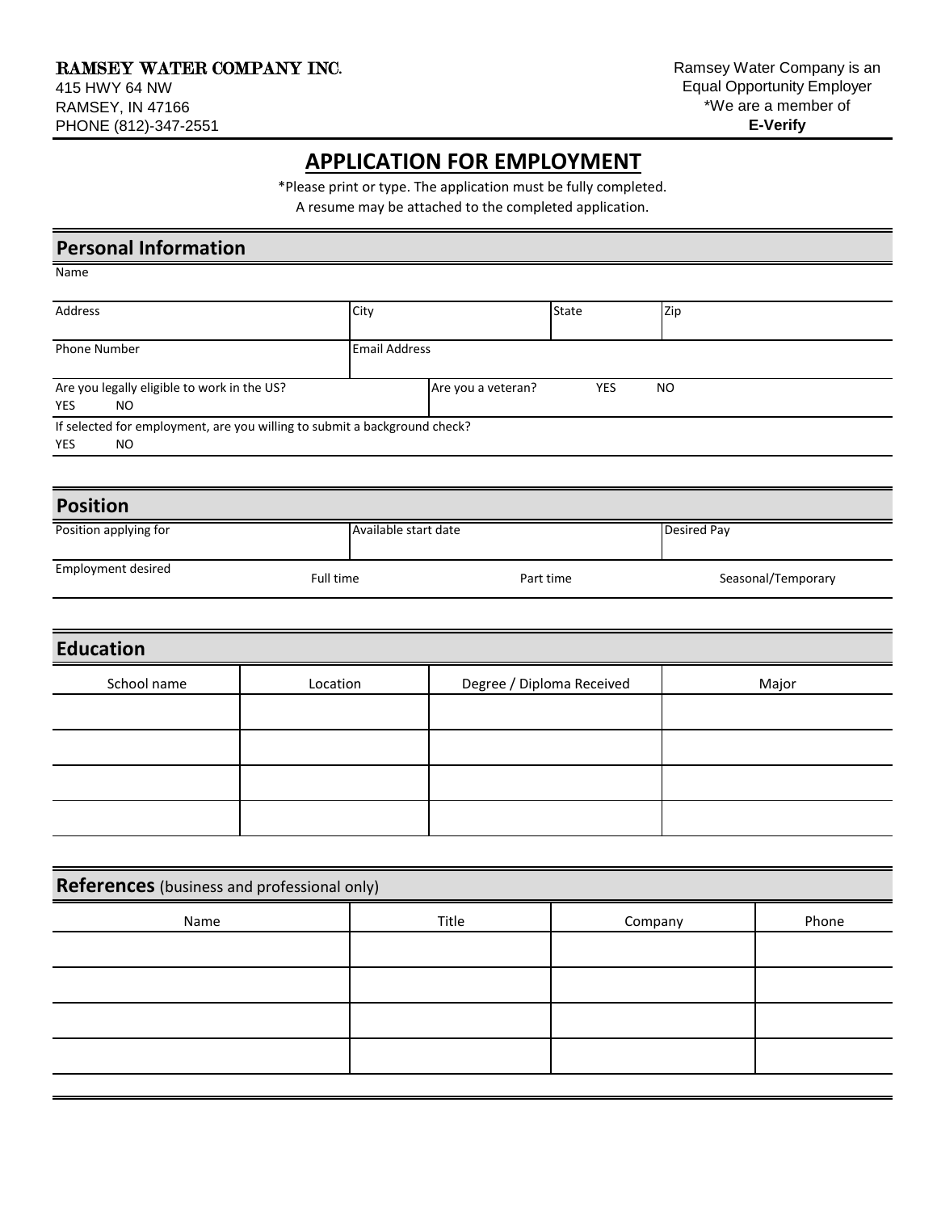RAMSEY WATER COMPANY INC.
415 HWY 64 NW
RAMSEY, IN 47166
PHONE (812)-347-2551

Ramsey Water Company is an
Equal Opportunity Employer
*We are a member of
**E-Verify**

# APPLICATION FOR EMPLOYMENT

*Please print or type. The application must be fully completed.
A resume may be attached to the completed application.

## Personal Information

Name

| Address | City | State | Zip |
|---|---|---|---|
| | | | |

| Phone Number | Email Address |
|---|---|
| | |

Are you legally eligible to work in the US?
YES NO

Are you a veteran? YES NO

If selected for employment, are you willing to submit a background check?
YES NO

## Position

| Position applying for | Available start date | Desired Pay |
|---|---|---|
| | | |

Employment desired: Full time Part time Seasonal/Temporary

## Education

| School name | Location | Degree / Diploma Received | Major |
|---|---|---|---|
| | | | |
| | | | |
| | | | |
| | | | |

## References (business and professional only)

| Name | Title | Company | Phone |
|---|---|---|---|
| | | | |
| | | | |
| | | | |
| | | | |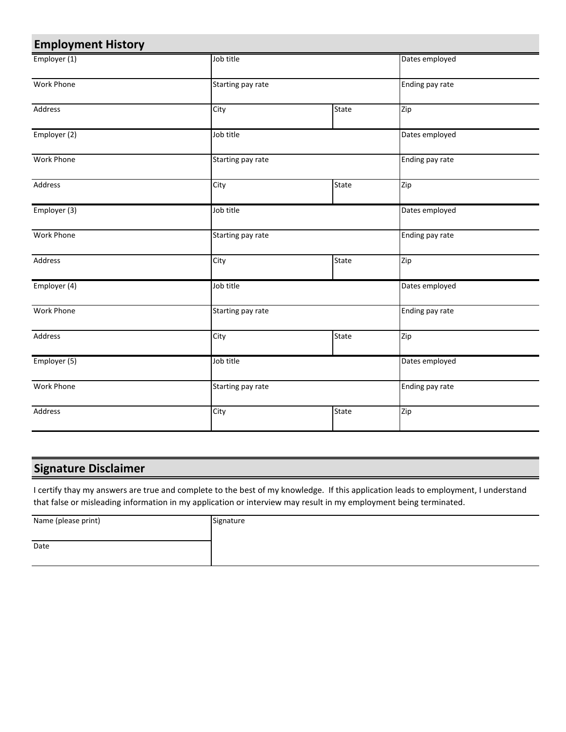## Employment History

| | | | |
|---|---|---|---|
| Employer (1) | Job title | | Dates employed |
| Work Phone | Starting pay rate | | Ending pay rate |
| Address | City | State | Zip |
| Employer (2) | Job title | | Dates employed |
| Work Phone | Starting pay rate | | Ending pay rate |
| Address | City | State | Zip |
| Employer (3) | Job title | | Dates employed |
| Work Phone | Starting pay rate | | Ending pay rate |
| Address | City | State | Zip |
| Employer (4) | Job title | | Dates employed |
| Work Phone | Starting pay rate | | Ending pay rate |
| Address | City | State | Zip |
| Employer (5) | Job title | | Dates employed |
| Work Phone | Starting pay rate | | Ending pay rate |
| Address | City | State | Zip |

## Signature Disclaimer

I certify thay my answers are true and complete to the best of my knowledge. If this application leads to employment, I understand that false or misleading information in my application or interview may result in my employment being terminated.

| | |
|---|---|
| Name (please print) | Signature |
| Date | |